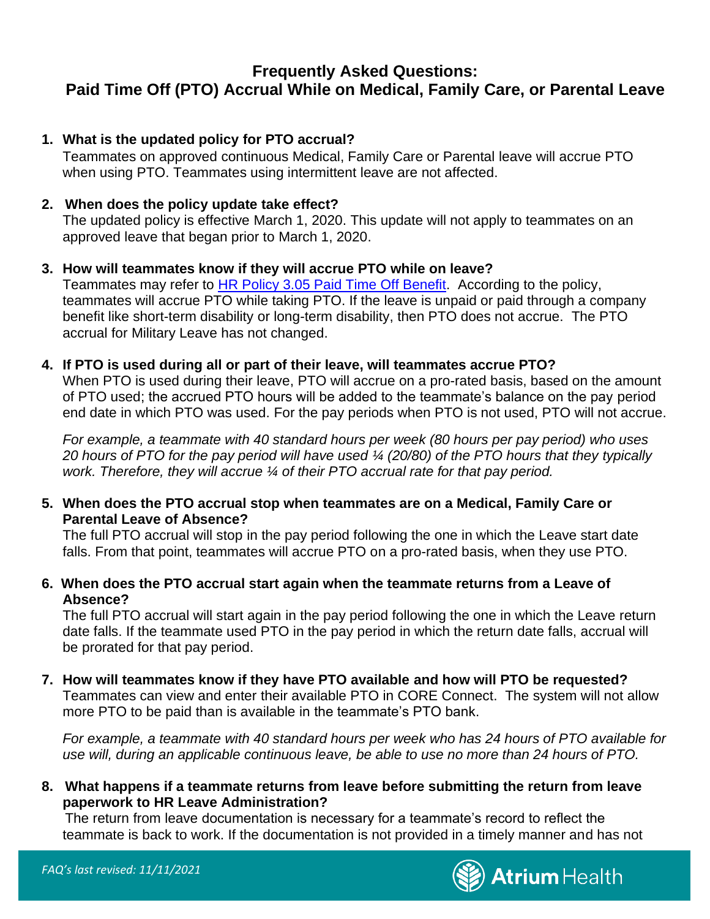# Frequently Asked Questions:
# Paid Time Off (PTO) Accrual While on Medical, Family Care, or Parental Leave

1. **What is the updated policy for PTO accrual?**
   Teammates on approved continuous Medical, Family Care or Parental leave will accrue PTO when using PTO. Teammates using intermittent leave are not affected.

2. **When does the policy update take effect?**
   The updated policy is effective March 1, 2020. This update will not apply to teammates on an approved leave that began prior to March 1, 2020.

3. **How will teammates know if they will accrue PTO while on leave?**
   Teammates may refer to [HR Policy 3.05 Paid Time Off Benefit](). According to the policy, teammates will accrue PTO while taking PTO. If the leave is unpaid or paid through a company benefit like short-term disability or long-term disability, then PTO does not accrue. The PTO accrual for Military Leave has not changed.

4. **If PTO is used during all or part of their leave, will teammates accrue PTO?**
   When PTO is used during their leave, PTO will accrue on a pro-rated basis, based on the amount of PTO used; the accrued PTO hours will be added to the teammate's balance on the pay period end date in which PTO was used. For the pay periods when PTO is not used, PTO will not accrue.

   *For example, a teammate with 40 standard hours per week (80 hours per pay period) who uses 20 hours of PTO for the pay period will have used ¼ (20/80) of the PTO hours that they typically work. Therefore, they will accrue ¼ of their PTO accrual rate for that pay period.*

5. **When does the PTO accrual stop when teammates are on a Medical, Family Care or Parental Leave of Absence?**
   The full PTO accrual will stop in the pay period following the one in which the Leave start date falls. From that point, teammates will accrue PTO on a pro-rated basis, when they use PTO.

6. **When does the PTO accrual start again when the teammate returns from a Leave of Absence?**
   The full PTO accrual will start again in the pay period following the one in which the Leave return date falls. If the teammate used PTO in the pay period in which the return date falls, accrual will be prorated for that pay period.

7. **How will teammates know if they have PTO available and how will PTO be requested?**
   Teammates can view and enter their available PTO in CORE Connect. The system will not allow more PTO to be paid than is available in the teammate's PTO bank.

   *For example, a teammate with 40 standard hours per week who has 24 hours of PTO available for use will, during an applicable continuous leave, be able to use no more than 24 hours of PTO.*

8. **What happens if a teammate returns from leave before submitting the return from leave paperwork to HR Leave Administration?**
   The return from leave documentation is necessary for a teammate's record to reflect the teammate is back to work. If the documentation is not provided in a timely manner and has not

*FAQ's last revised: 11/11/2021*

Atrium Health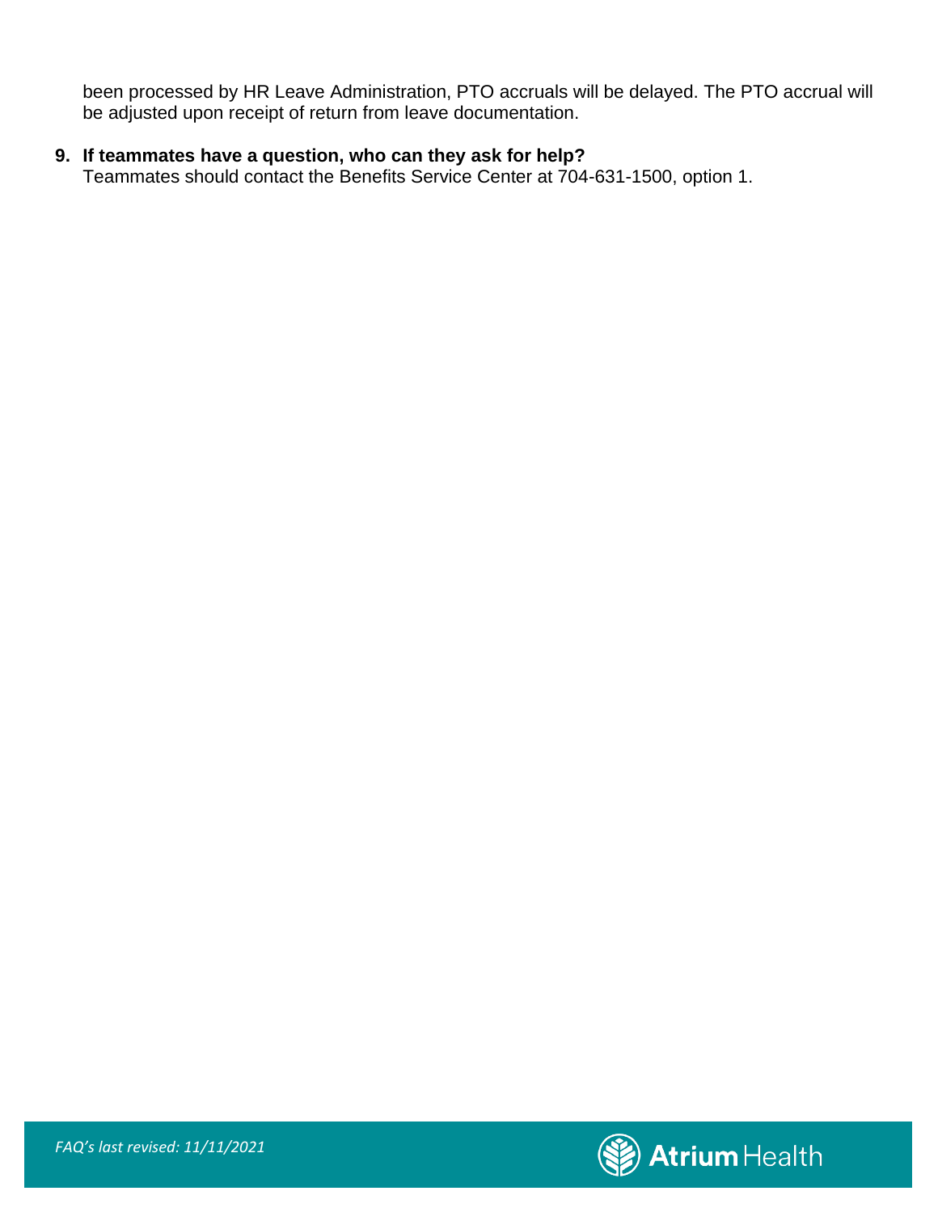been processed by HR Leave Administration, PTO accruals will be delayed. The PTO accrual will be adjusted upon receipt of return from leave documentation.

9. **If teammates have a question, who can they ask for help?**
   Teammates should contact the Benefits Service Center at 704-631-1500, option 1.